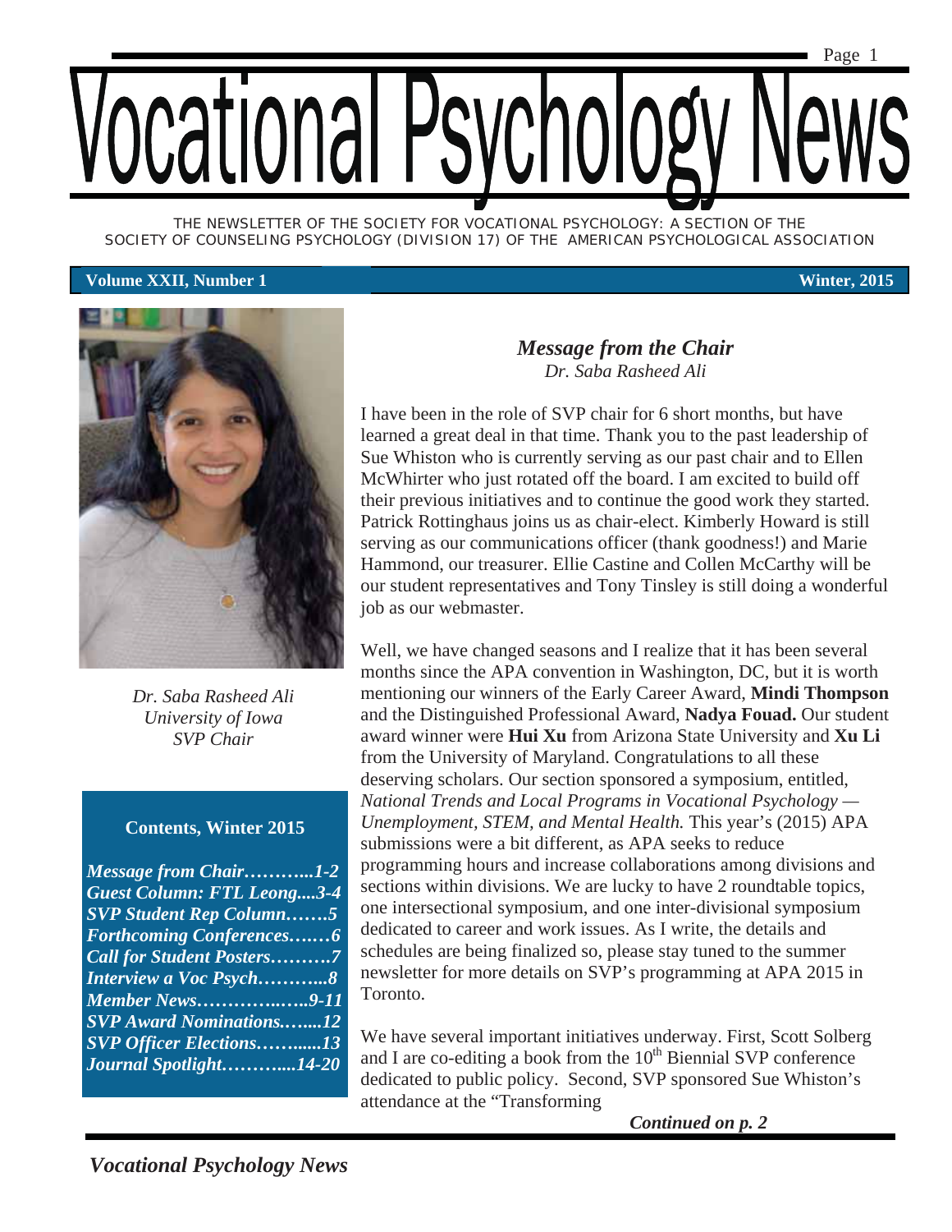# Vocational Psychology News

THE NEWSLETTER OF THE SOCIETY FOR VOCATIONAL PSYCHOLOGY: A SECTION OF THE SOCIETY OF COUNSELING PSYCHOLOGY (DIVISION 17) OF THE AMERICAN PSYCHOLOGICAL ASSOCIATION

**Volume XXII, Number 1** **Winter, 2015**

*Dr. Saba Rasheed Ali*
*University of Iowa*
*SVP Chair*

### Contents, Winter 2015

- *Message from Chair………...1-2*
- *Guest Column: FTL Leong....3-4*
- *SVP Student Rep Column…….5*
- *Forthcoming Conferences….…6*
- *Call for Student Posters……….7*
- *Interview a Voc Psych………...8*
- *Member News…………..…..9-11*
- *SVP Award Nominations.…....12*
- *SVP Officer Elections……......13*
- *Journal Spotlight………....14-20*

## *Message from the Chair*

*Dr. Saba Rasheed Ali*

I have been in the role of SVP chair for 6 short months, but have learned a great deal in that time. Thank you to the past leadership of Sue Whiston who is currently serving as our past chair and to Ellen McWhirter who just rotated off the board. I am excited to build off their previous initiatives and to continue the good work they started. Patrick Rottinghaus joins us as chair-elect. Kimberly Howard is still serving as our communications officer (thank goodness!) and Marie Hammond, our treasurer. Ellie Castine and Collen McCarthy will be our student representatives and Tony Tinsley is still doing a wonderful job as our webmaster.

Well, we have changed seasons and I realize that it has been several months since the APA convention in Washington, DC, but it is worth mentioning our winners of the Early Career Award, **Mindi Thompson** and the Distinguished Professional Award, **Nadya Fouad.** Our student award winner were **Hui Xu** from Arizona State University and **Xu Li** from the University of Maryland. Congratulations to all these deserving scholars. Our section sponsored a symposium, entitled, *National Trends and Local Programs in Vocational Psychology — Unemployment, STEM, and Mental Health.* This year's (2015) APA submissions were a bit different, as APA seeks to reduce programming hours and increase collaborations among divisions and sections within divisions. We are lucky to have 2 roundtable topics, one intersectional symposium, and one inter-divisional symposium dedicated to career and work issues. As I write, the details and schedules are being finalized so, please stay tuned to the summer newsletter for more details on SVP's programming at APA 2015 in Toronto.

We have several important initiatives underway. First, Scott Solberg and I are co-editing a book from the 10th Biennial SVP conference dedicated to public policy. Second, SVP sponsored Sue Whiston's attendance at the "Transforming

***Continued on p. 2***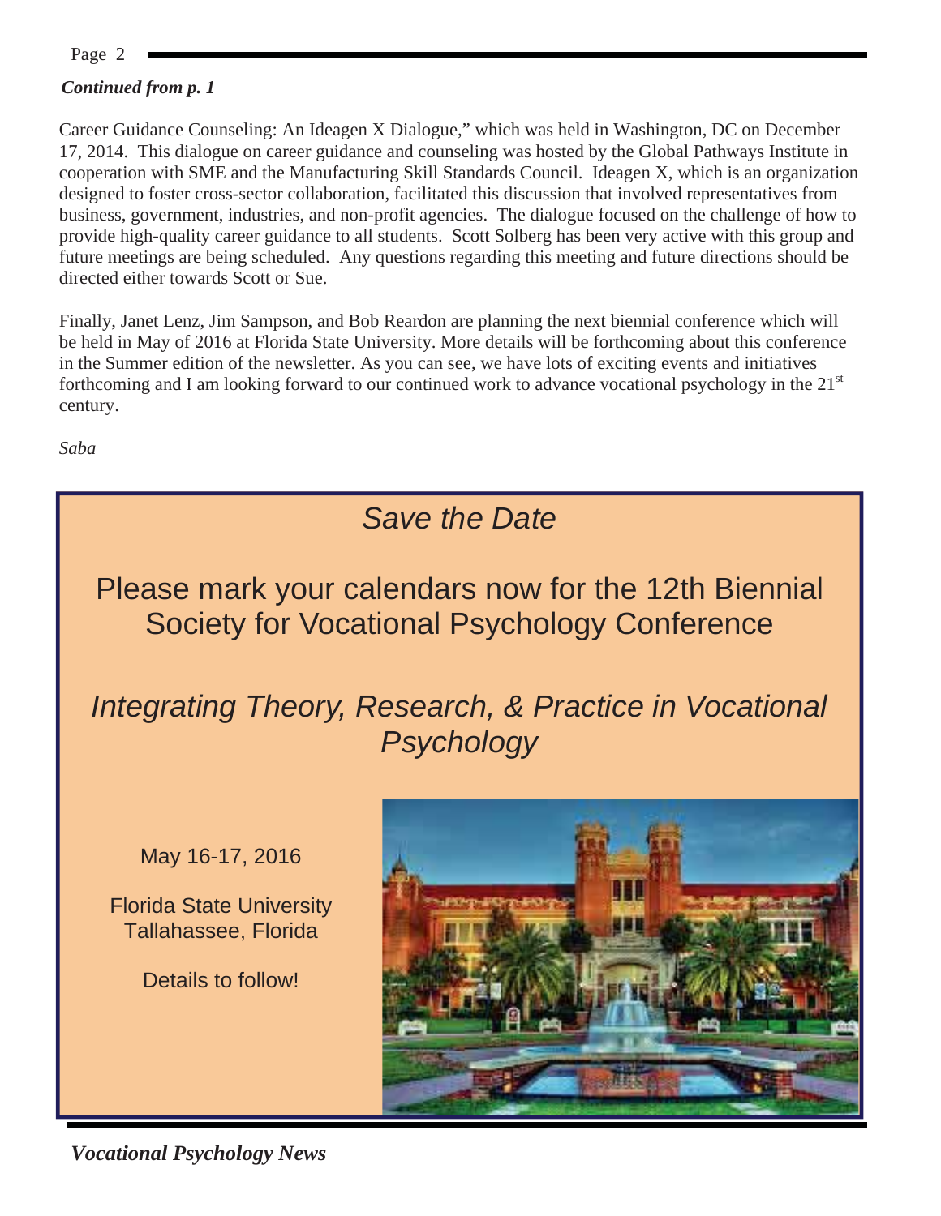*Continued from p. 1*

Career Guidance Counseling: An Ideagen X Dialogue," which was held in Washington, DC on December 17, 2014. This dialogue on career guidance and counseling was hosted by the Global Pathways Institute in cooperation with SME and the Manufacturing Skill Standards Council. Ideagen X, which is an organization designed to foster cross-sector collaboration, facilitated this discussion that involved representatives from business, government, industries, and non-profit agencies. The dialogue focused on the challenge of how to provide high-quality career guidance to all students. Scott Solberg has been very active with this group and future meetings are being scheduled. Any questions regarding this meeting and future directions should be directed either towards Scott or Sue.

Finally, Janet Lenz, Jim Sampson, and Bob Reardon are planning the next biennial conference which will be held in May of 2016 at Florida State University. More details will be forthcoming about this conference in the Summer edition of the newsletter. As you can see, we have lots of exciting events and initiatives forthcoming and I am looking forward to our continued work to advance vocational psychology in the 21st century.

*Saba*

## *Save the Date*

Please mark your calendars now for the 12th Biennial Society for Vocational Psychology Conference

### *Integrating Theory, Research, & Practice in Vocational Psychology*

May 16-17, 2016

Florida State University
Tallahassee, Florida

Details to follow!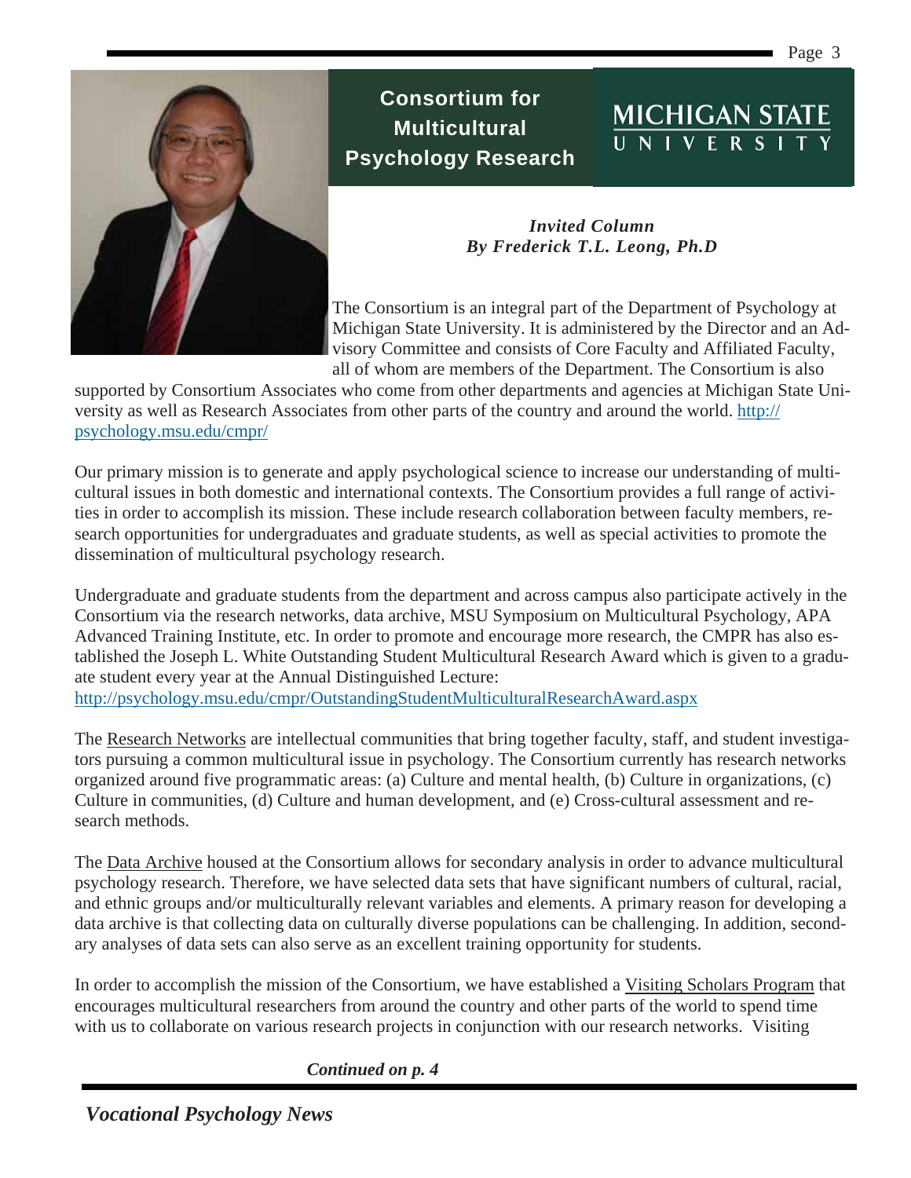# Consortium for Multicultural Psychology Research

MICHIGAN STATE UNIVERSITY

***Invited Column***
***By Frederick T.L. Leong, Ph.D***

The Consortium is an integral part of the Department of Psychology at Michigan State University. It is administered by the Director and an Advisory Committee and consists of Core Faculty and Affiliated Faculty, all of whom are members of the Department. The Consortium is also supported by Consortium Associates who come from other departments and agencies at Michigan State University as well as Research Associates from other parts of the country and around the world. http://psychology.msu.edu/cmpr/

Our primary mission is to generate and apply psychological science to increase our understanding of multicultural issues in both domestic and international contexts. The Consortium provides a full range of activities in order to accomplish its mission. These include research collaboration between faculty members, research opportunities for undergraduates and graduate students, as well as special activities to promote the dissemination of multicultural psychology research.

Undergraduate and graduate students from the department and across campus also participate actively in the Consortium via the research networks, data archive, MSU Symposium on Multicultural Psychology, APA Advanced Training Institute, etc. In order to promote and encourage more research, the CMPR has also established the Joseph L. White Outstanding Student Multicultural Research Award which is given to a graduate student every year at the Annual Distinguished Lecture:
http://psychology.msu.edu/cmpr/OutstandingStudentMulticulturalResearchAward.aspx

The Research Networks are intellectual communities that bring together faculty, staff, and student investigators pursuing a common multicultural issue in psychology. The Consortium currently has research networks organized around five programmatic areas: (a) Culture and mental health, (b) Culture in organizations, (c) Culture in communities, (d) Culture and human development, and (e) Cross-cultural assessment and research methods.

The Data Archive housed at the Consortium allows for secondary analysis in order to advance multicultural psychology research. Therefore, we have selected data sets that have significant numbers of cultural, racial, and ethnic groups and/or multiculturally relevant variables and elements. A primary reason for developing a data archive is that collecting data on culturally diverse populations can be challenging. In addition, secondary analyses of data sets can also serve as an excellent training opportunity for students.

In order to accomplish the mission of the Consortium, we have established a Visiting Scholars Program that encourages multicultural researchers from around the country and other parts of the world to spend time with us to collaborate on various research projects in conjunction with our research networks. Visiting

***Continued on p. 4***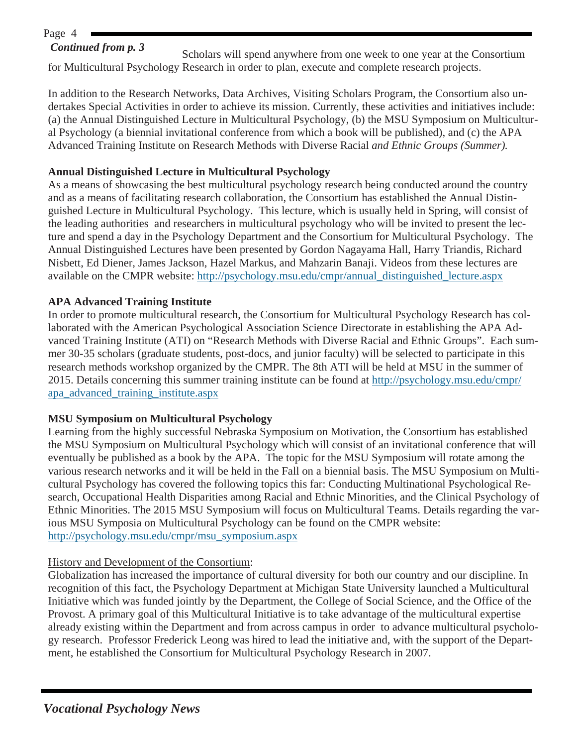*Continued from p. 3*

Scholars will spend anywhere from one week to one year at the Consortium for Multicultural Psychology Research in order to plan, execute and complete research projects.

In addition to the Research Networks, Data Archives, Visiting Scholars Program, the Consortium also undertakes Special Activities in order to achieve its mission. Currently, these activities and initiatives include: (a) the Annual Distinguished Lecture in Multicultural Psychology, (b) the MSU Symposium on Multicultural Psychology (a biennial invitational conference from which a book will be published), and (c) the APA Advanced Training Institute on Research Methods with Diverse Racial *and Ethnic Groups (Summer).*

**Annual Distinguished Lecture in Multicultural Psychology**

As a means of showcasing the best multicultural psychology research being conducted around the country and as a means of facilitating research collaboration, the Consortium has established the Annual Distinguished Lecture in Multicultural Psychology. This lecture, which is usually held in Spring, will consist of the leading authorities and researchers in multicultural psychology who will be invited to present the lecture and spend a day in the Psychology Department and the Consortium for Multicultural Psychology. The Annual Distinguished Lectures have been presented by Gordon Nagayama Hall, Harry Triandis, Richard Nisbett, Ed Diener, James Jackson, Hazel Markus, and Mahzarin Banaji. Videos from these lectures are available on the CMPR website: http://psychology.msu.edu/cmpr/annual_distinguished_lecture.aspx

**APA Advanced Training Institute**

In order to promote multicultural research, the Consortium for Multicultural Psychology Research has collaborated with the American Psychological Association Science Directorate in establishing the APA Advanced Training Institute (ATI) on "Research Methods with Diverse Racial and Ethnic Groups". Each summer 30-35 scholars (graduate students, post-docs, and junior faculty) will be selected to participate in this research methods workshop organized by the CMPR. The 8th ATI will be held at MSU in the summer of 2015. Details concerning this summer training institute can be found at http://psychology.msu.edu/cmpr/apa_advanced_training_institute.aspx

**MSU Symposium on Multicultural Psychology**

Learning from the highly successful Nebraska Symposium on Motivation, the Consortium has established the MSU Symposium on Multicultural Psychology which will consist of an invitational conference that will eventually be published as a book by the APA. The topic for the MSU Symposium will rotate among the various research networks and it will be held in the Fall on a biennial basis. The MSU Symposium on Multicultural Psychology has covered the following topics this far: Conducting Multinational Psychological Research, Occupational Health Disparities among Racial and Ethnic Minorities, and the Clinical Psychology of Ethnic Minorities. The 2015 MSU Symposium will focus on Multicultural Teams. Details regarding the various MSU Symposia on Multicultural Psychology can be found on the CMPR website: http://psychology.msu.edu/cmpr/msu_symposium.aspx

History and Development of the Consortium:

Globalization has increased the importance of cultural diversity for both our country and our discipline. In recognition of this fact, the Psychology Department at Michigan State University launched a Multicultural Initiative which was funded jointly by the Department, the College of Social Science, and the Office of the Provost. A primary goal of this Multicultural Initiative is to take advantage of the multicultural expertise already existing within the Department and from across campus in order to advance multicultural psychology research. Professor Frederick Leong was hired to lead the initiative and, with the support of the Department, he established the Consortium for Multicultural Psychology Research in 2007.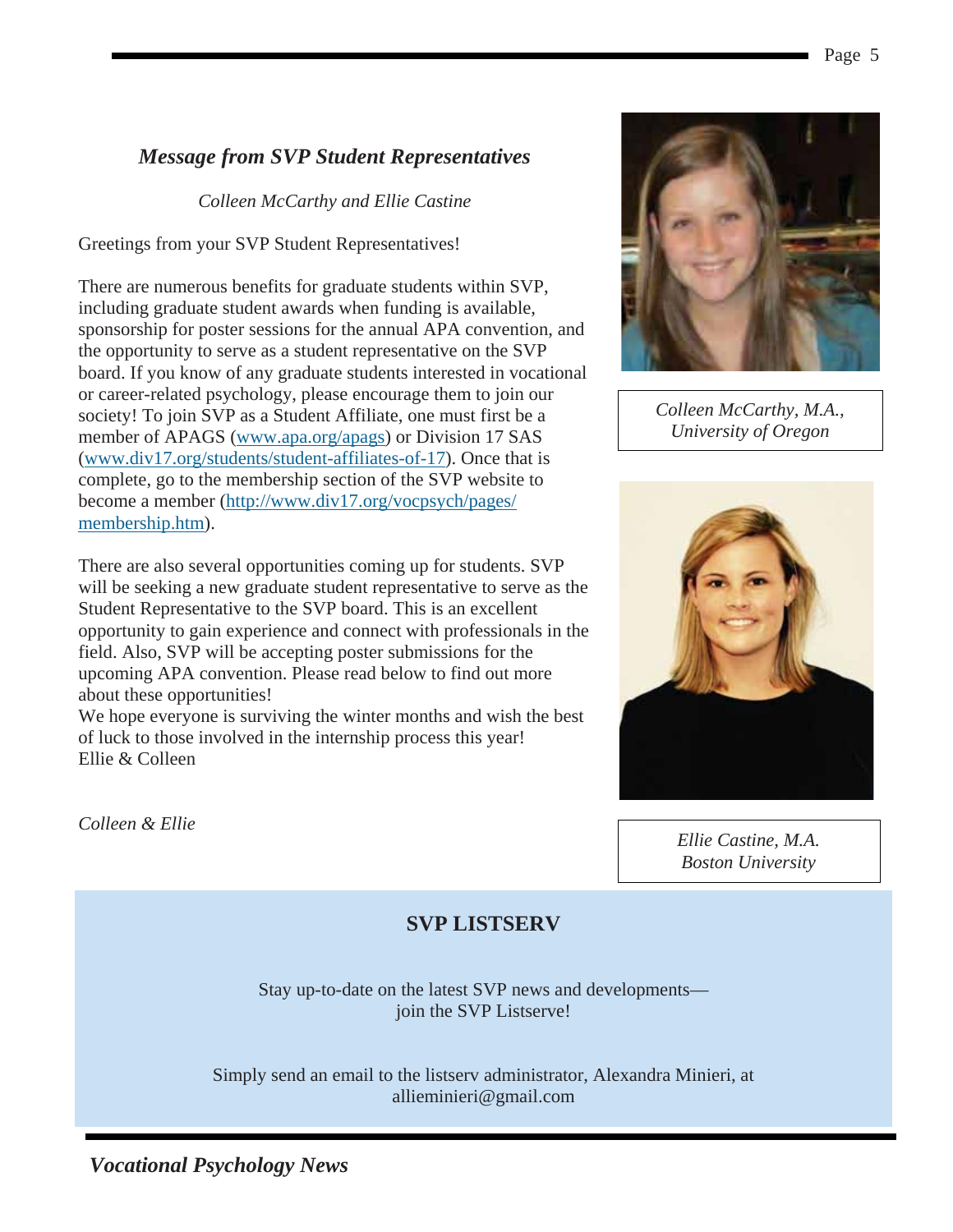## *Message from SVP Student Representatives*

*Colleen McCarthy and Ellie Castine*

Greetings from your SVP Student Representatives!

There are numerous benefits for graduate students within SVP, including graduate student awards when funding is available, sponsorship for poster sessions for the annual APA convention, and the opportunity to serve as a student representative on the SVP board. If you know of any graduate students interested in vocational or career-related psychology, please encourage them to join our society! To join SVP as a Student Affiliate, one must first be a member of APAGS (www.apa.org/apags) or Division 17 SAS (www.div17.org/students/student-affiliates-of-17). Once that is complete, go to the membership section of the SVP website to become a member (http://www.div17.org/vocpsych/pages/membership.htm).

There are also several opportunities coming up for students. SVP will be seeking a new graduate student representative to serve as the Student Representative to the SVP board. This is an excellent opportunity to gain experience and connect with professionals in the field. Also, SVP will be accepting poster submissions for the upcoming APA convention. Please read below to find out more about these opportunities!
We hope everyone is surviving the winter months and wish the best of luck to those involved in the internship process this year!
Ellie & Colleen

*Colleen & Ellie*

*Colleen McCarthy, M.A., University of Oregon*

*Ellie Castine, M.A. Boston University*

## SVP LISTSERV

Stay up-to-date on the latest SVP news and developments—
join the SVP Listserve!

Simply send an email to the listserv administrator, Alexandra Minieri, at allieminieri@gmail.com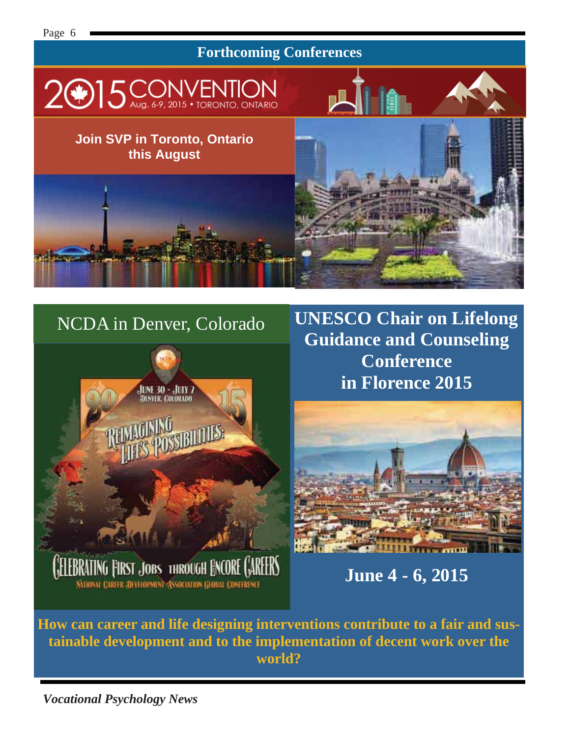## Forthcoming Conferences

2015 CONVENTION Aug. 6-9, 2015 • TORONTO, ONTARIO

**Join SVP in Toronto, Ontario this August**

### NCDA in Denver, Colorado

JUNE 30 - JULY 2
DENVER, COLORADO

2015

REIMAGINING LIFE'S POSSIBILITIES:

CELEBRATING FIRST JOBS THROUGH ENCORE CAREERS

NATIONAL CAREER DEVELOPMENT ASSOCIATION GLOBAL CONFERENCE

### UNESCO Chair on Lifelong Guidance and Counseling Conference in Florence 2015

**June 4 - 6, 2015**

**How can career and life designing interventions contribute to a fair and sustainable development and to the implementation of decent work over the world?**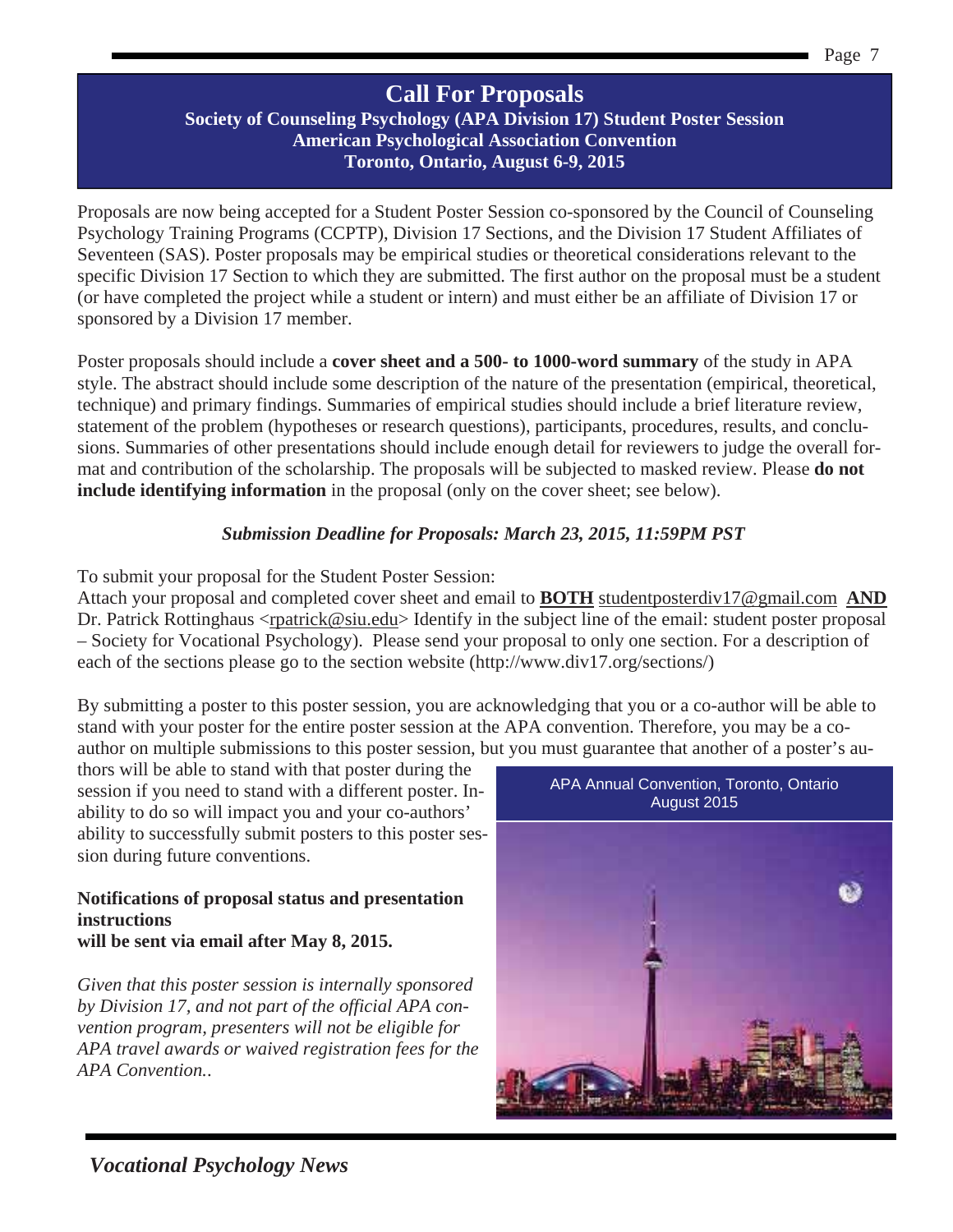# Call For Proposals

**Society of Counseling Psychology (APA Division 17) Student Poster Session**
**American Psychological Association Convention**
**Toronto, Ontario, August 6-9, 2015**

Proposals are now being accepted for a Student Poster Session co-sponsored by the Council of Counseling Psychology Training Programs (CCPTP), Division 17 Sections, and the Division 17 Student Affiliates of Seventeen (SAS). Poster proposals may be empirical studies or theoretical considerations relevant to the specific Division 17 Section to which they are submitted. The first author on the proposal must be a student (or have completed the project while a student or intern) and must either be an affiliate of Division 17 or sponsored by a Division 17 member.

Poster proposals should include a **cover sheet and a 500- to 1000-word summary** of the study in APA style. The abstract should include some description of the nature of the presentation (empirical, theoretical, technique) and primary findings. Summaries of empirical studies should include a brief literature review, statement of the problem (hypotheses or research questions), participants, procedures, results, and conclusions. Summaries of other presentations should include enough detail for reviewers to judge the overall format and contribution of the scholarship. The proposals will be subjected to masked review. Please **do not include identifying information** in the proposal (only on the cover sheet; see below).

***Submission Deadline for Proposals: March 23, 2015, 11:59PM PST***

To submit your proposal for the Student Poster Session:
Attach your proposal and completed cover sheet and email to **BOTH** studentposterdiv17@gmail.com **AND** Dr. Patrick Rottinghaus <rpatrick@siu.edu> Identify in the subject line of the email: student poster proposal – Society for Vocational Psychology). Please send your proposal to only one section. For a description of each of the sections please go to the section website (http://www.div17.org/sections/)

By submitting a poster to this poster session, you are acknowledging that you or a co-author will be able to stand with your poster for the entire poster session at the APA convention. Therefore, you may be a co-author on multiple submissions to this poster session, but you must guarantee that another of a poster's authors will be able to stand with that poster during the session if you need to stand with a different poster. Inability to do so will impact you and your co-authors' ability to successfully submit posters to this poster session during future conventions.

**Notifications of proposal status and presentation instructions**
**will be sent via email after May 8, 2015.**

*Given that this poster session is internally sponsored by Division 17, and not part of the official APA convention program, presenters will not be eligible for APA travel awards or waived registration fees for the APA Convention..*

APA Annual Convention, Toronto, Ontario
August 2015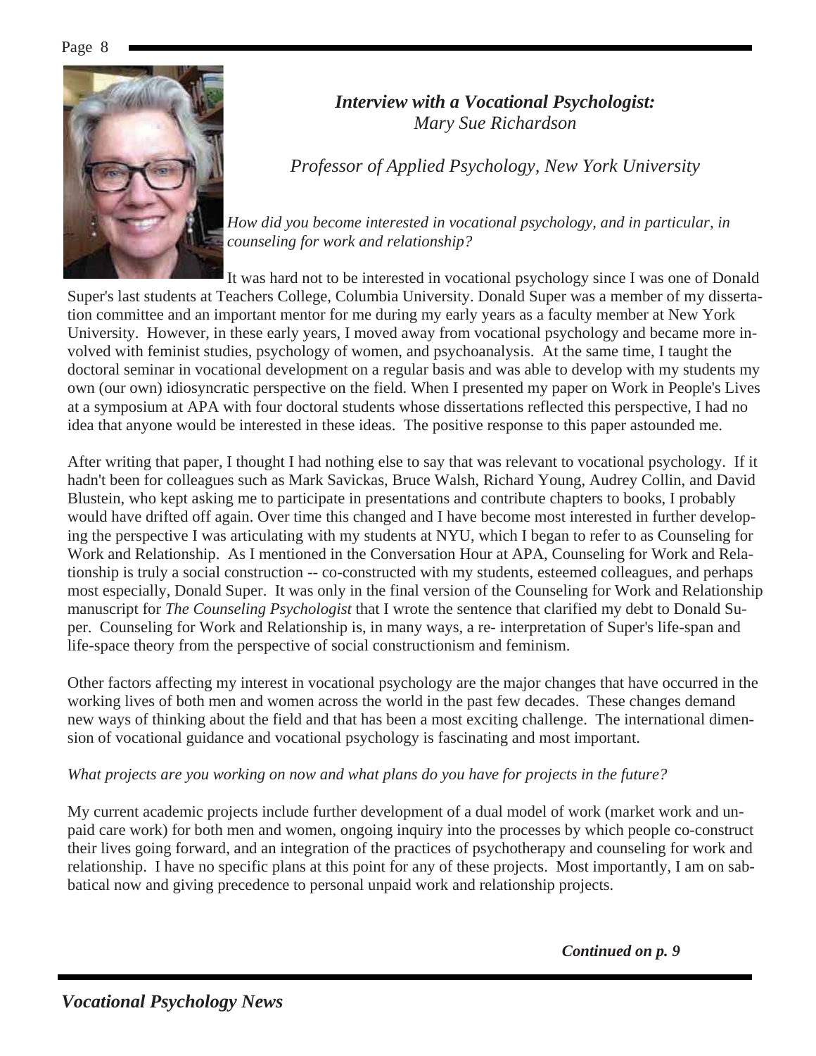## *Interview with a Vocational Psychologist:*

*Mary Sue Richardson*

*Professor of Applied Psychology, New York University*

*How did you become interested in vocational psychology, and in particular, in counseling for work and relationship?*

It was hard not to be interested in vocational psychology since I was one of Donald Super's last students at Teachers College, Columbia University. Donald Super was a member of my dissertation committee and an important mentor for me during my early years as a faculty member at New York University. However, in these early years, I moved away from vocational psychology and became more involved with feminist studies, psychology of women, and psychoanalysis. At the same time, I taught the doctoral seminar in vocational development on a regular basis and was able to develop with my students my own (our own) idiosyncratic perspective on the field. When I presented my paper on Work in People's Lives at a symposium at APA with four doctoral students whose dissertations reflected this perspective, I had no idea that anyone would be interested in these ideas. The positive response to this paper astounded me.

After writing that paper, I thought I had nothing else to say that was relevant to vocational psychology. If it hadn't been for colleagues such as Mark Savickas, Bruce Walsh, Richard Young, Audrey Collin, and David Blustein, who kept asking me to participate in presentations and contribute chapters to books, I probably would have drifted off again. Over time this changed and I have become most interested in further developing the perspective I was articulating with my students at NYU, which I began to refer to as Counseling for Work and Relationship. As I mentioned in the Conversation Hour at APA, Counseling for Work and Relationship is truly a social construction -- co-constructed with my students, esteemed colleagues, and perhaps most especially, Donald Super. It was only in the final version of the Counseling for Work and Relationship manuscript for *The Counseling Psychologist* that I wrote the sentence that clarified my debt to Donald Super. Counseling for Work and Relationship is, in many ways, a re- interpretation of Super's life-span and life-space theory from the perspective of social constructionism and feminism.

Other factors affecting my interest in vocational psychology are the major changes that have occurred in the working lives of both men and women across the world in the past few decades. These changes demand new ways of thinking about the field and that has been a most exciting challenge. The international dimension of vocational guidance and vocational psychology is fascinating and most important.

*What projects are you working on now and what plans do you have for projects in the future?*

My current academic projects include further development of a dual model of work (market work and unpaid care work) for both men and women, ongoing inquiry into the processes by which people co-construct their lives going forward, and an integration of the practices of psychotherapy and counseling for work and relationship. I have no specific plans at this point for any of these projects. Most importantly, I am on sabbatical now and giving precedence to personal unpaid work and relationship projects.

***Continued on p. 9***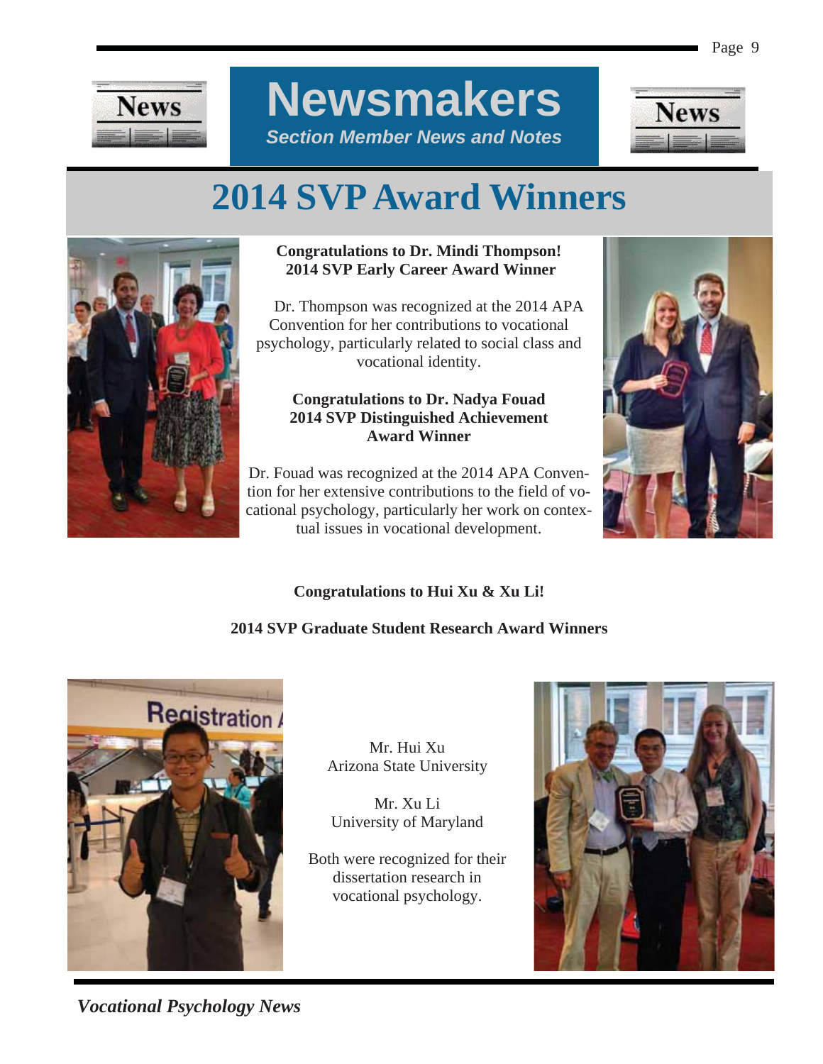# Newsmakers

*Section Member News and Notes*

## 2014 SVP Award Winners

**Congratulations to Dr. Mindi Thompson!**
**2014 SVP Early Career Award Winner**

Dr. Thompson was recognized at the 2014 APA Convention for her contributions to vocational psychology, particularly related to social class and vocational identity.

**Congratulations to Dr. Nadya Fouad**
**2014 SVP Distinguished Achievement Award Winner**

Dr. Fouad was recognized at the 2014 APA Convention for her extensive contributions to the field of vocational psychology, particularly her work on contextual issues in vocational development.

**Congratulations to Hui Xu & Xu Li!**

**2014 SVP Graduate Student Research Award Winners**

Mr. Hui Xu
Arizona State University

Mr. Xu Li
University of Maryland

Both were recognized for their dissertation research in vocational psychology.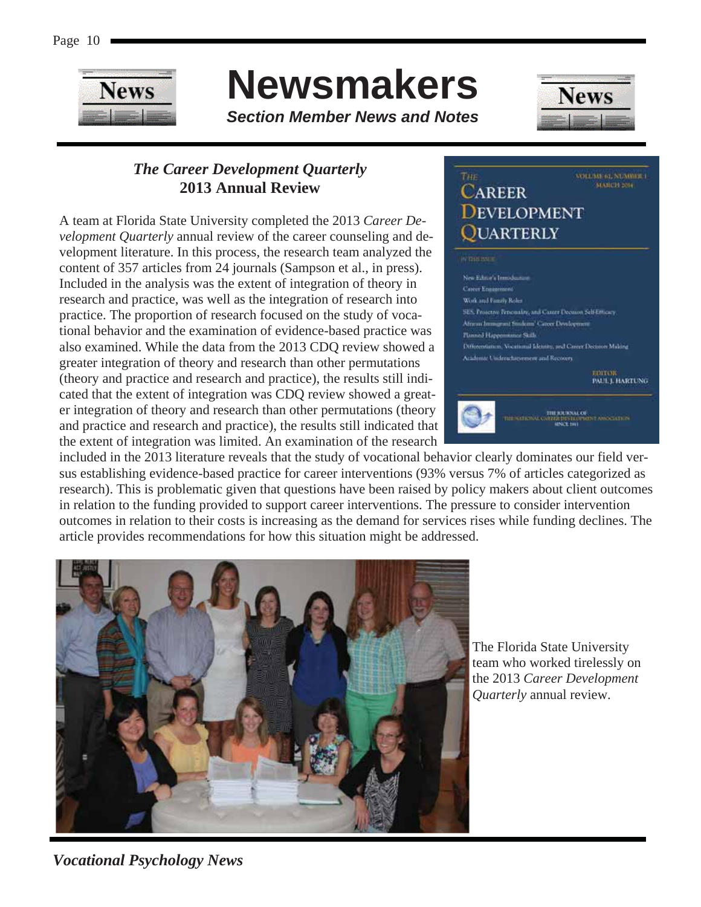# Newsmakers

***Section Member News and Notes***

## *The Career Development Quarterly* 2013 Annual Review

A team at Florida State University completed the 2013 *Career Development Quarterly* annual review of the career counseling and development literature. In this process, the research team analyzed the content of 357 articles from 24 journals (Sampson et al., in press). Included in the analysis was the extent of integration of theory in research and practice, was well as the integration of research into practice. The proportion of research focused on the study of vocational behavior and the examination of evidence-based practice was also examined. While the data from the 2013 CDQ review showed a greater integration of theory and research than other permutations (theory and practice and research and practice), the results still indicated that the extent of integration was CDQ review showed a greater integration of theory and research than other permutations (theory and practice and research and practice), the results still indicated that the extent of integration was limited. An examination of the research included in the 2013 literature reveals that the study of vocational behavior clearly dominates our field versus establishing evidence-based practice for career interventions (93% versus 7% of articles categorized as research). This is problematic given that questions have been raised by policy makers about client outcomes in relation to the funding provided to support career interventions. The pressure to consider intervention outcomes in relation to their costs is increasing as the demand for services rises while funding declines. The article provides recommendations for how this situation might be addressed.

The Florida State University team who worked tirelessly on the 2013 *Career Development Quarterly* annual review.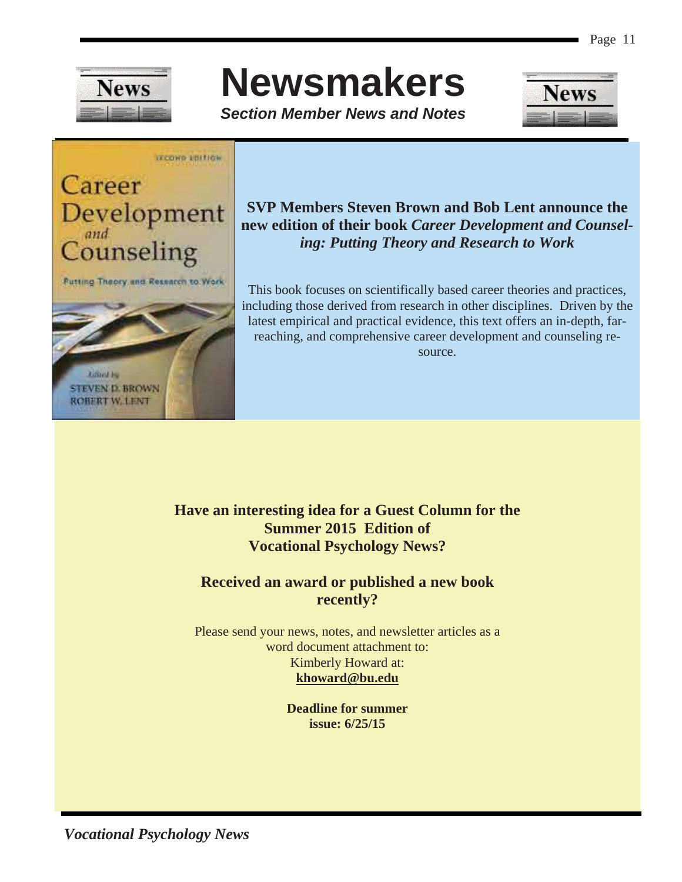# Newsmakers

***Section Member News and Notes***

**SVP Members Steven Brown and Bob Lent announce the new edition of their book *Career Development and Counseling: Putting Theory and Research to Work***

This book focuses on scientifically based career theories and practices, including those derived from research in other disciplines. Driven by the latest empirical and practical evidence, this text offers an in-depth, far-reaching, and comprehensive career development and counseling resource.

**Have an interesting idea for a Guest Column for the Summer 2015 Edition of Vocational Psychology News?**

**Received an award or published a new book recently?**

Please send your news, notes, and newsletter articles as a word document attachment to:
Kimberly Howard at:
**khoward@bu.edu**

**Deadline for summer issue: 6/25/15**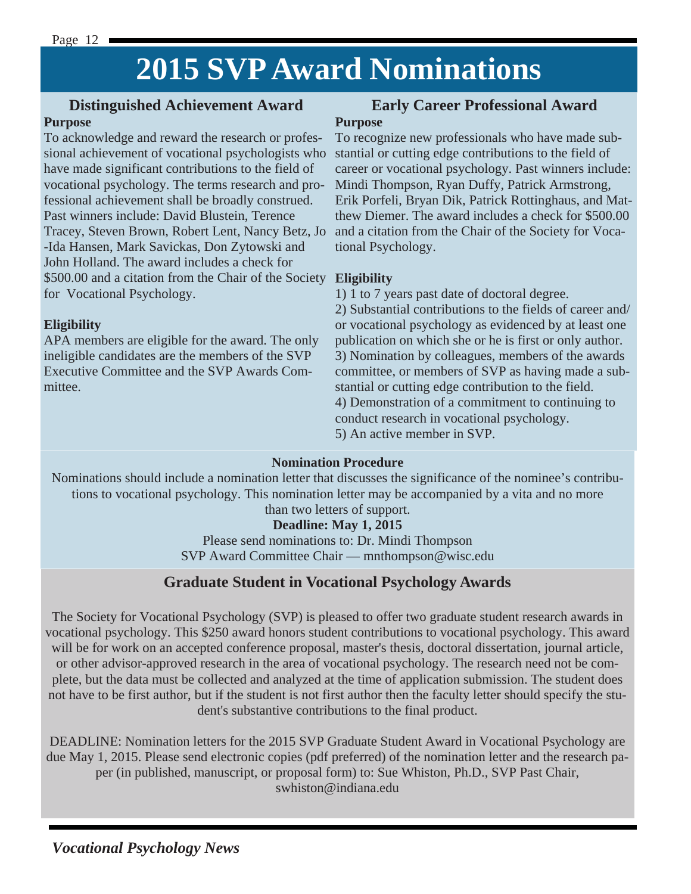# 2015 SVP Award Nominations

## Distinguished Achievement Award

**Purpose**

To acknowledge and reward the research or professional achievement of vocational psychologists who have made significant contributions to the field of vocational psychology. The terms research and professional achievement shall be broadly construed. Past winners include: David Blustein, Terence Tracey, Steven Brown, Robert Lent, Nancy Betz, Jo-Ida Hansen, Mark Savickas, Don Zytowski and John Holland. The award includes a check for $500.00 and a citation from the Chair of the Society for Vocational Psychology.

**Eligibility**

APA members are eligible for the award. The only ineligible candidates are the members of the SVP Executive Committee and the SVP Awards Committee.

## Early Career Professional Award

**Purpose**

To recognize new professionals who have made substantial or cutting edge contributions to the field of career or vocational psychology. Past winners include: Mindi Thompson, Ryan Duffy, Patrick Armstrong, Erik Porfeli, Bryan Dik, Patrick Rottinghaus, and Matthew Diemer. The award includes a check for $500.00 and a citation from the Chair of the Society for Vocational Psychology.

**Eligibility**

1) 1 to 7 years past date of doctoral degree.
2) Substantial contributions to the fields of career and/or vocational psychology as evidenced by at least one publication on which she or he is first or only author.
3) Nomination by colleagues, members of the awards committee, or members of SVP as having made a substantial or cutting edge contribution to the field.
4) Demonstration of a commitment to continuing to conduct research in vocational psychology.
5) An active member in SVP.

**Nomination Procedure**

Nominations should include a nomination letter that discusses the significance of the nominee's contributions to vocational psychology. This nomination letter may be accompanied by a vita and no more than two letters of support.

**Deadline: May 1, 2015**

Please send nominations to: Dr. Mindi Thompson
SVP Award Committee Chair — mnthompson@wisc.edu

## Graduate Student in Vocational Psychology Awards

The Society for Vocational Psychology (SVP) is pleased to offer two graduate student research awards in vocational psychology. This $250 award honors student contributions to vocational psychology. This award will be for work on an accepted conference proposal, master's thesis, doctoral dissertation, journal article, or other advisor-approved research in the area of vocational psychology. The research need not be complete, but the data must be collected and analyzed at the time of application submission. The student does not have to be first author, but if the student is not first author then the faculty letter should specify the student's substantive contributions to the final product.

DEADLINE: Nomination letters for the 2015 SVP Graduate Student Award in Vocational Psychology are due May 1, 2015. Please send electronic copies (pdf preferred) of the nomination letter and the research paper (in published, manuscript, or proposal form) to: Sue Whiston, Ph.D., SVP Past Chair, swhiston@indiana.edu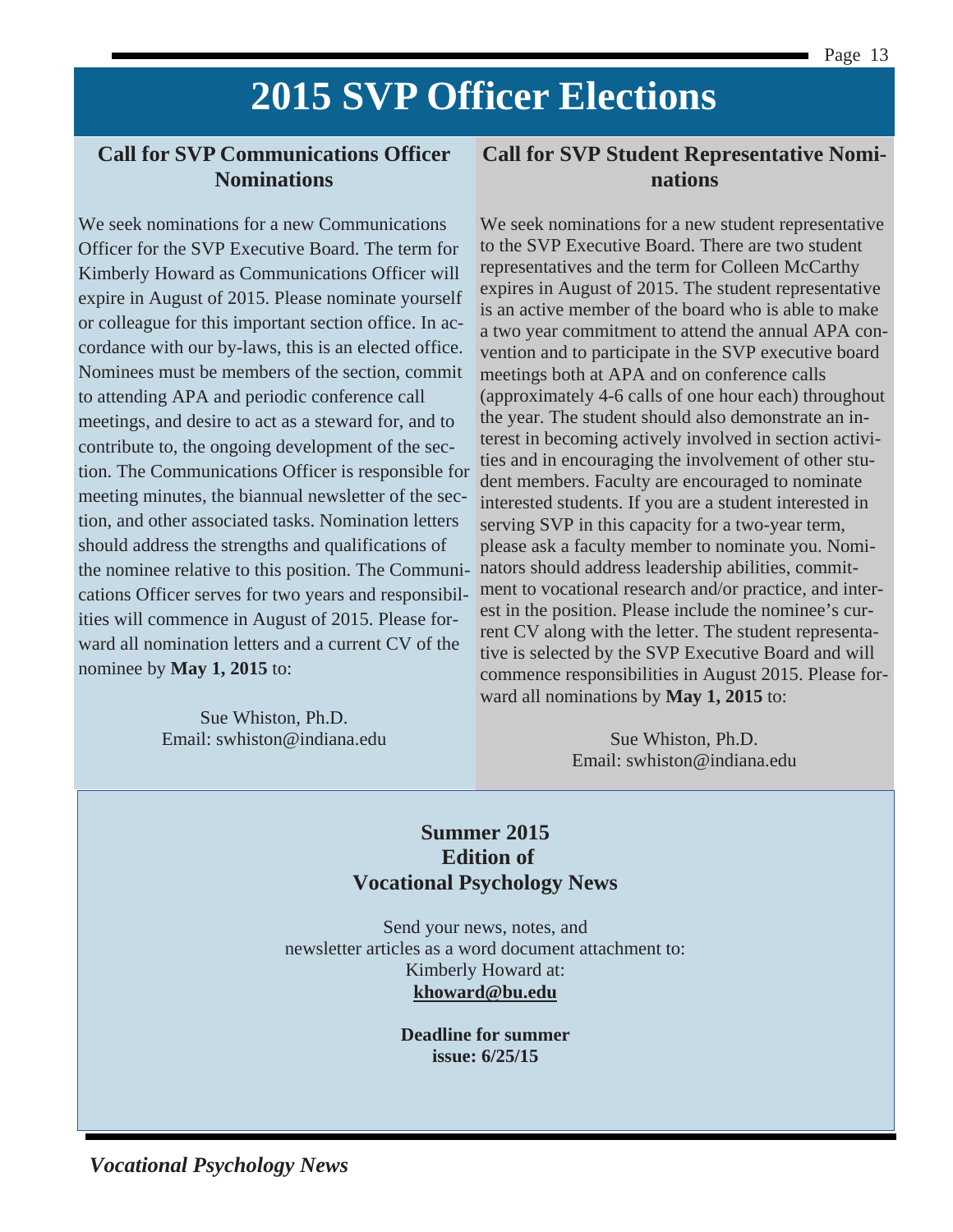# 2015 SVP Officer Elections

## Call for SVP Communications Officer Nominations

We seek nominations for a new Communications Officer for the SVP Executive Board. The term for Kimberly Howard as Communications Officer will expire in August of 2015. Please nominate yourself or colleague for this important section office. In accordance with our by-laws, this is an elected office. Nominees must be members of the section, commit to attending APA and periodic conference call meetings, and desire to act as a steward for, and to contribute to, the ongoing development of the section. The Communications Officer is responsible for meeting minutes, the biannual newsletter of the section, and other associated tasks. Nomination letters should address the strengths and qualifications of the nominee relative to this position. The Communications Officer serves for two years and responsibilities will commence in August of 2015. Please forward all nomination letters and a current CV of the nominee by **May 1, 2015** to:

Sue Whiston, Ph.D.
Email: swhiston@indiana.edu

## Call for SVP Student Representative Nominations

We seek nominations for a new student representative to the SVP Executive Board. There are two student representatives and the term for Colleen McCarthy expires in August of 2015. The student representative is an active member of the board who is able to make a two year commitment to attend the annual APA convention and to participate in the SVP executive board meetings both at APA and on conference calls (approximately 4-6 calls of one hour each) throughout the year. The student should also demonstrate an interest in becoming actively involved in section activities and in encouraging the involvement of other student members. Faculty are encouraged to nominate interested students. If you are a student interested in serving SVP in this capacity for a two-year term, please ask a faculty member to nominate you. Nominators should address leadership abilities, commitment to vocational research and/or practice, and interest in the position. Please include the nominee's current CV along with the letter. The student representative is selected by the SVP Executive Board and will commence responsibilities in August 2015. Please forward all nominations by **May 1, 2015** to:

Sue Whiston, Ph.D.
Email: swhiston@indiana.edu

**Summer 2015 Edition of Vocational Psychology News**

Send your news, notes, and newsletter articles as a word document attachment to:
Kimberly Howard at:
**khoward@bu.edu**

**Deadline for summer issue: 6/25/15**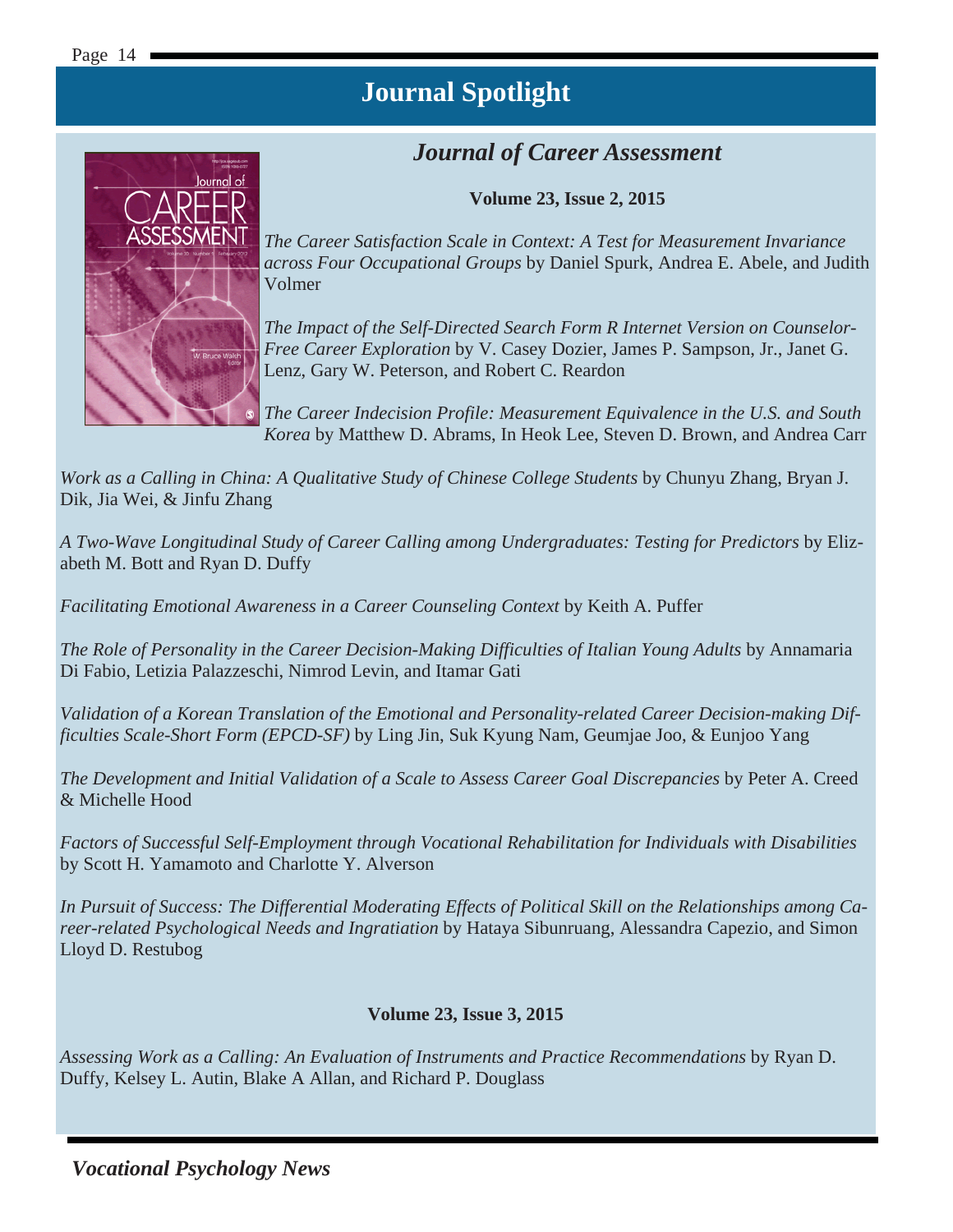# Journal Spotlight

## *Journal of Career Assessment*

**Volume 23, Issue 2, 2015**

*The Career Satisfaction Scale in Context: A Test for Measurement Invariance across Four Occupational Groups* by Daniel Spurk, Andrea E. Abele, and Judith Volmer

*The Impact of the Self-Directed Search Form R Internet Version on Counselor-Free Career Exploration* by V. Casey Dozier, James P. Sampson, Jr., Janet G. Lenz, Gary W. Peterson, and Robert C. Reardon

*The Career Indecision Profile: Measurement Equivalence in the U.S. and South Korea* by Matthew D. Abrams, In Heok Lee, Steven D. Brown, and Andrea Carr

*Work as a Calling in China: A Qualitative Study of Chinese College Students* by Chunyu Zhang, Bryan J. Dik, Jia Wei, & Jinfu Zhang

*A Two-Wave Longitudinal Study of Career Calling among Undergraduates: Testing for Predictors* by Elizabeth M. Bott and Ryan D. Duffy

*Facilitating Emotional Awareness in a Career Counseling Context* by Keith A. Puffer

*The Role of Personality in the Career Decision-Making Difficulties of Italian Young Adults* by Annamaria Di Fabio, Letizia Palazzeschi, Nimrod Levin, and Itamar Gati

*Validation of a Korean Translation of the Emotional and Personality-related Career Decision-making Difficulties Scale-Short Form (EPCD-SF)* by Ling Jin, Suk Kyung Nam, Geumjae Joo, & Eunjoo Yang

*The Development and Initial Validation of a Scale to Assess Career Goal Discrepancies* by Peter A. Creed & Michelle Hood

*Factors of Successful Self-Employment through Vocational Rehabilitation for Individuals with Disabilities* by Scott H. Yamamoto and Charlotte Y. Alverson

*In Pursuit of Success: The Differential Moderating Effects of Political Skill on the Relationships among Career-related Psychological Needs and Ingratiation* by Hataya Sibunruang, Alessandra Capezio, and Simon Lloyd D. Restubog

**Volume 23, Issue 3, 2015**

*Assessing Work as a Calling: An Evaluation of Instruments and Practice Recommendations* by Ryan D. Duffy, Kelsey L. Autin, Blake A Allan, and Richard P. Douglass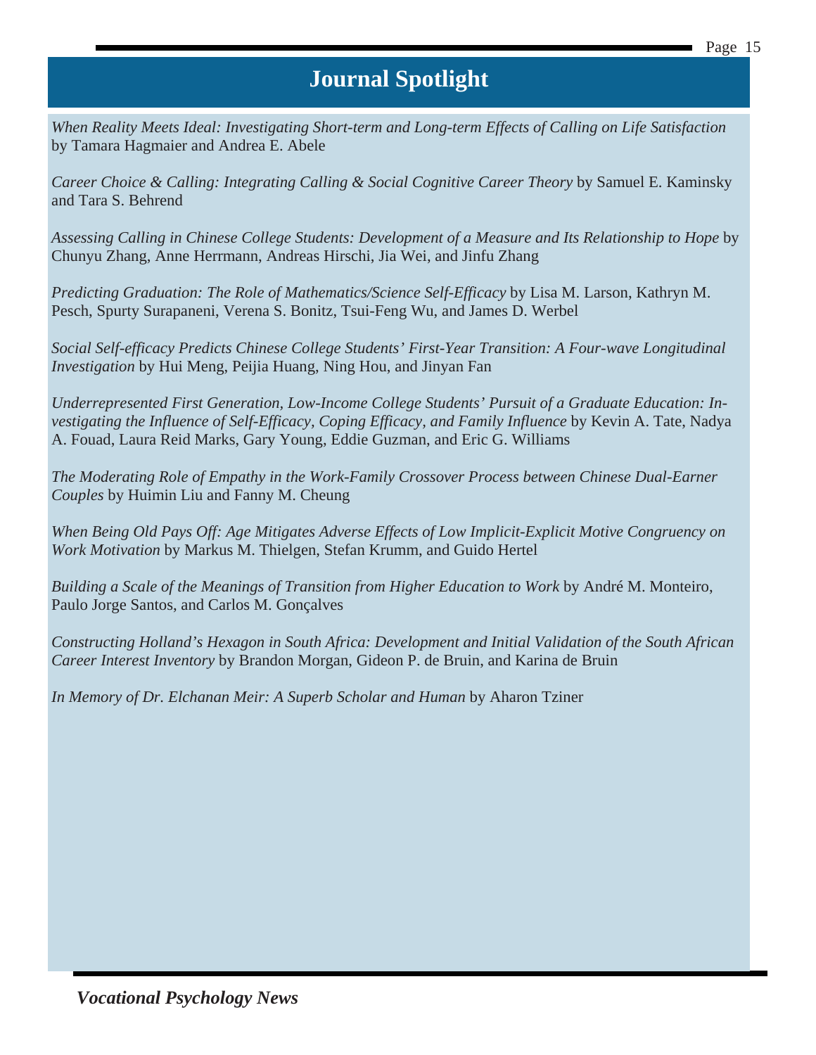# Journal Spotlight

*When Reality Meets Ideal: Investigating Short-term and Long-term Effects of Calling on Life Satisfaction* by Tamara Hagmaier and Andrea E. Abele

*Career Choice & Calling: Integrating Calling & Social Cognitive Career Theory* by Samuel E. Kaminsky and Tara S. Behrend

*Assessing Calling in Chinese College Students: Development of a Measure and Its Relationship to Hope* by Chunyu Zhang, Anne Herrmann, Andreas Hirschi, Jia Wei, and Jinfu Zhang

*Predicting Graduation: The Role of Mathematics/Science Self-Efficacy* by Lisa M. Larson, Kathryn M. Pesch, Spurty Surapaneni, Verena S. Bonitz, Tsui-Feng Wu, and James D. Werbel

*Social Self-efficacy Predicts Chinese College Students' First-Year Transition: A Four-wave Longitudinal Investigation* by Hui Meng, Peijia Huang, Ning Hou, and Jinyan Fan

*Underrepresented First Generation, Low-Income College Students' Pursuit of a Graduate Education: Investigating the Influence of Self-Efficacy, Coping Efficacy, and Family Influence* by Kevin A. Tate, Nadya A. Fouad, Laura Reid Marks, Gary Young, Eddie Guzman, and Eric G. Williams

*The Moderating Role of Empathy in the Work-Family Crossover Process between Chinese Dual-Earner Couples* by Huimin Liu and Fanny M. Cheung

*When Being Old Pays Off: Age Mitigates Adverse Effects of Low Implicit-Explicit Motive Congruency on Work Motivation* by Markus M. Thielgen, Stefan Krumm, and Guido Hertel

*Building a Scale of the Meanings of Transition from Higher Education to Work* by André M. Monteiro, Paulo Jorge Santos, and Carlos M. Gonçalves

*Constructing Holland's Hexagon in South Africa: Development and Initial Validation of the South African Career Interest Inventory* by Brandon Morgan, Gideon P. de Bruin, and Karina de Bruin

*In Memory of Dr. Elchanan Meir: A Superb Scholar and Human* by Aharon Tziner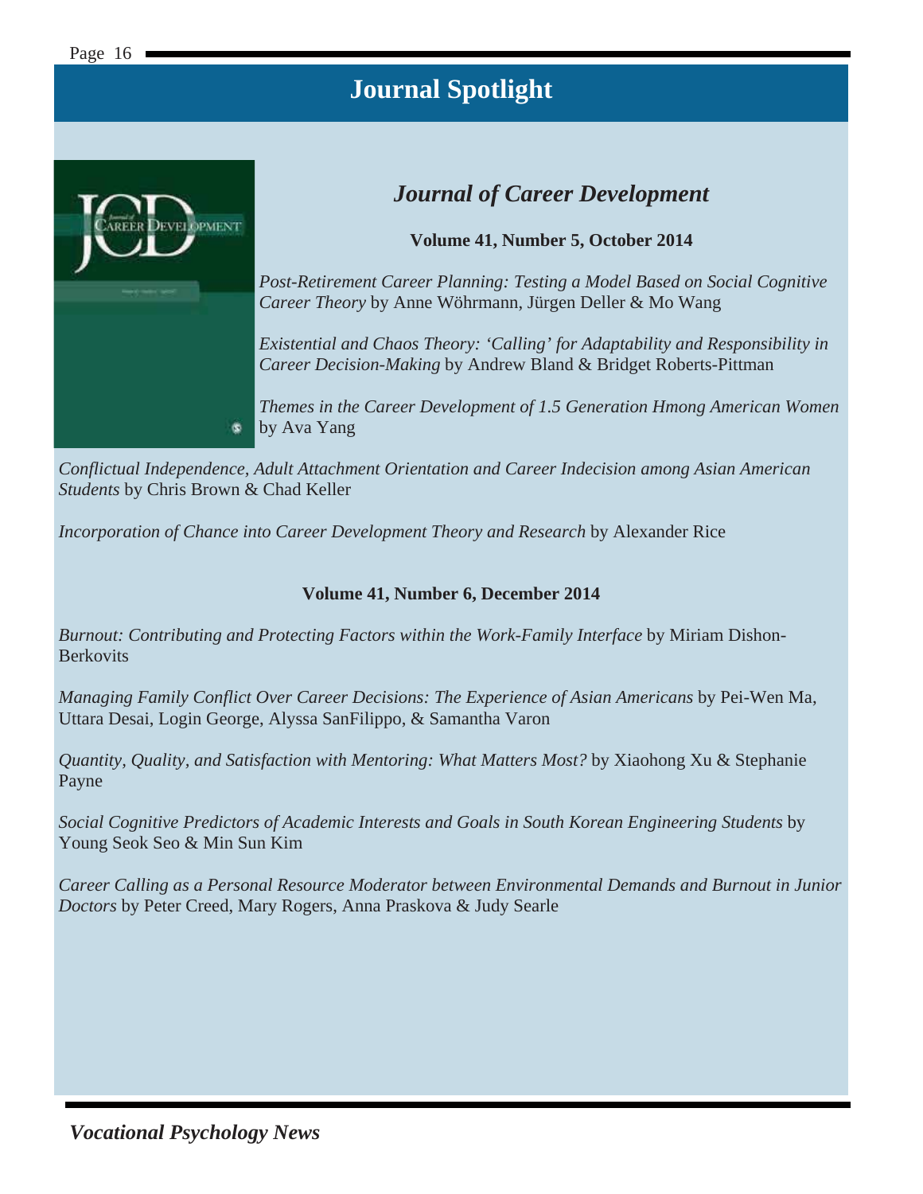# Journal Spotlight

## *Journal of Career Development*

**Volume 41, Number 5, October 2014**

*Post-Retirement Career Planning: Testing a Model Based on Social Cognitive Career Theory* by Anne Wöhrmann, Jürgen Deller & Mo Wang

*Existential and Chaos Theory: 'Calling' for Adaptability and Responsibility in Career Decision-Making* by Andrew Bland & Bridget Roberts-Pittman

*Themes in the Career Development of 1.5 Generation Hmong American Women* by Ava Yang

*Conflictual Independence, Adult Attachment Orientation and Career Indecision among Asian American Students* by Chris Brown & Chad Keller

*Incorporation of Chance into Career Development Theory and Research* by Alexander Rice

**Volume 41, Number 6, December 2014**

*Burnout: Contributing and Protecting Factors within the Work-Family Interface* by Miriam Dishon-Berkovits

*Managing Family Conflict Over Career Decisions: The Experience of Asian Americans* by Pei-Wen Ma, Uttara Desai, Login George, Alyssa SanFilippo, & Samantha Varon

*Quantity, Quality, and Satisfaction with Mentoring: What Matters Most?* by Xiaohong Xu & Stephanie Payne

*Social Cognitive Predictors of Academic Interests and Goals in South Korean Engineering Students* by Young Seok Seo & Min Sun Kim

*Career Calling as a Personal Resource Moderator between Environmental Demands and Burnout in Junior Doctors* by Peter Creed, Mary Rogers, Anna Praskova & Judy Searle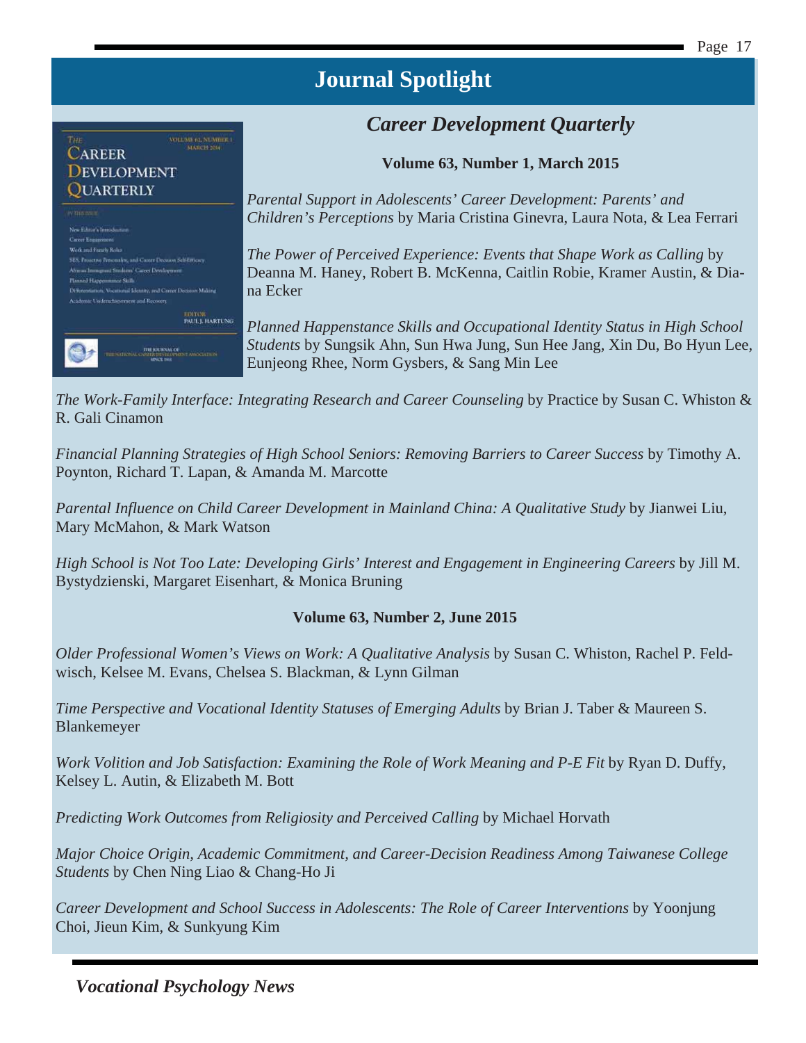# Journal Spotlight

## *Career Development Quarterly*

**Volume 63, Number 1, March 2015**

*Parental Support in Adolescents' Career Development: Parents' and Children's Perceptions* by Maria Cristina Ginevra, Laura Nota, & Lea Ferrari

*The Power of Perceived Experience: Events that Shape Work as Calling* by Deanna M. Haney, Robert B. McKenna, Caitlin Robie, Kramer Austin, & Diana Ecker

*Planned Happenstance Skills and Occupational Identity Status in High School Students* by Sungsik Ahn, Sun Hwa Jung, Sun Hee Jang, Xin Du, Bo Hyun Lee, Eunjeong Rhee, Norm Gysbers, & Sang Min Lee

*The Work-Family Interface: Integrating Research and Career Counseling* by Practice by Susan C. Whiston & R. Gali Cinamon

*Financial Planning Strategies of High School Seniors: Removing Barriers to Career Success* by Timothy A. Poynton, Richard T. Lapan, & Amanda M. Marcotte

*Parental Influence on Child Career Development in Mainland China: A Qualitative Study* by Jianwei Liu, Mary McMahon, & Mark Watson

*High School is Not Too Late: Developing Girls' Interest and Engagement in Engineering Careers* by Jill M. Bystydzienski, Margaret Eisenhart, & Monica Bruning

**Volume 63, Number 2, June 2015**

*Older Professional Women's Views on Work: A Qualitative Analysis* by Susan C. Whiston, Rachel P. Feldwisch, Kelsee M. Evans, Chelsea S. Blackman, & Lynn Gilman

*Time Perspective and Vocational Identity Statuses of Emerging Adults* by Brian J. Taber & Maureen S. Blankemeyer

*Work Volition and Job Satisfaction: Examining the Role of Work Meaning and P-E Fit* by Ryan D. Duffy, Kelsey L. Autin, & Elizabeth M. Bott

*Predicting Work Outcomes from Religiosity and Perceived Calling* by Michael Horvath

*Major Choice Origin, Academic Commitment, and Career-Decision Readiness Among Taiwanese College Students* by Chen Ning Liao & Chang-Ho Ji

*Career Development and School Success in Adolescents: The Role of Career Interventions* by Yoonjung Choi, Jieun Kim, & Sunkyung Kim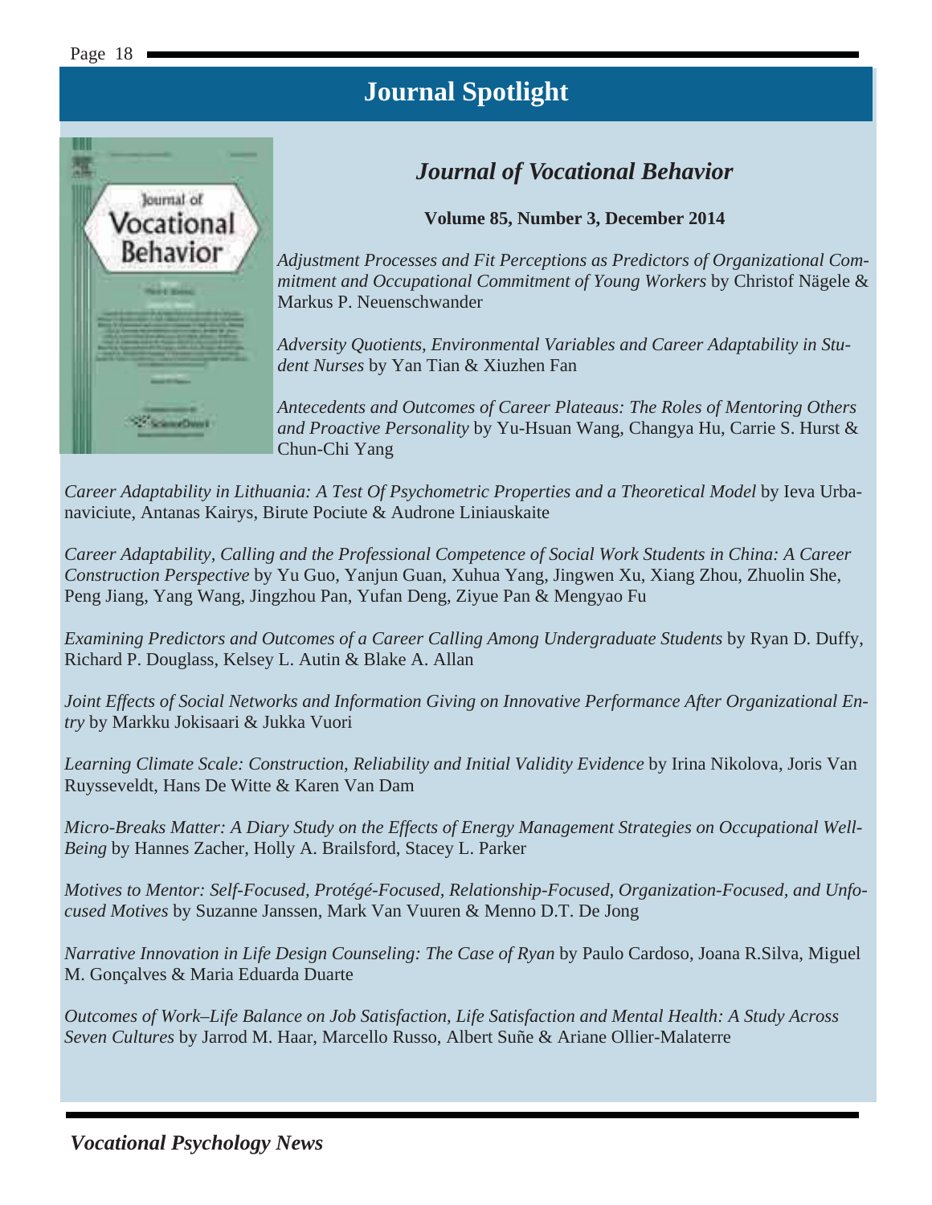# Journal Spotlight

## *Journal of Vocational Behavior*

**Volume 85, Number 3, December 2014**

*Adjustment Processes and Fit Perceptions as Predictors of Organizational Commitment and Occupational Commitment of Young Workers* by Christof Nägele & Markus P. Neuenschwander

*Adversity Quotients, Environmental Variables and Career Adaptability in Student Nurses* by Yan Tian & Xiuzhen Fan

*Antecedents and Outcomes of Career Plateaus: The Roles of Mentoring Others and Proactive Personality* by Yu-Hsuan Wang, Changya Hu, Carrie S. Hurst & Chun-Chi Yang

*Career Adaptability in Lithuania: A Test Of Psychometric Properties and a Theoretical Model* by Ieva Urbanaviciute, Antanas Kairys, Birute Pociute & Audrone Liniauskaite

*Career Adaptability, Calling and the Professional Competence of Social Work Students in China: A Career Construction Perspective* by Yu Guo, Yanjun Guan, Xuhua Yang, Jingwen Xu, Xiang Zhou, Zhuolin She, Peng Jiang, Yang Wang, Jingzhou Pan, Yufan Deng, Ziyue Pan & Mengyao Fu

*Examining Predictors and Outcomes of a Career Calling Among Undergraduate Students* by Ryan D. Duffy, Richard P. Douglass, Kelsey L. Autin & Blake A. Allan

*Joint Effects of Social Networks and Information Giving on Innovative Performance After Organizational Entry* by Markku Jokisaari & Jukka Vuori

*Learning Climate Scale: Construction, Reliability and Initial Validity Evidence* by Irina Nikolova, Joris Van Ruysseveldt, Hans De Witte & Karen Van Dam

*Micro-Breaks Matter: A Diary Study on the Effects of Energy Management Strategies on Occupational Well-Being* by Hannes Zacher, Holly A. Brailsford, Stacey L. Parker

*Motives to Mentor: Self-Focused, Protégé-Focused, Relationship-Focused, Organization-Focused, and Unfocused Motives* by Suzanne Janssen, Mark Van Vuuren & Menno D.T. De Jong

*Narrative Innovation in Life Design Counseling: The Case of Ryan* by Paulo Cardoso, Joana R.Silva, Miguel M. Gonçalves & Maria Eduarda Duarte

*Outcomes of Work–Life Balance on Job Satisfaction, Life Satisfaction and Mental Health: A Study Across Seven Cultures* by Jarrod M. Haar, Marcello Russo, Albert Suñe & Ariane Ollier-Malaterre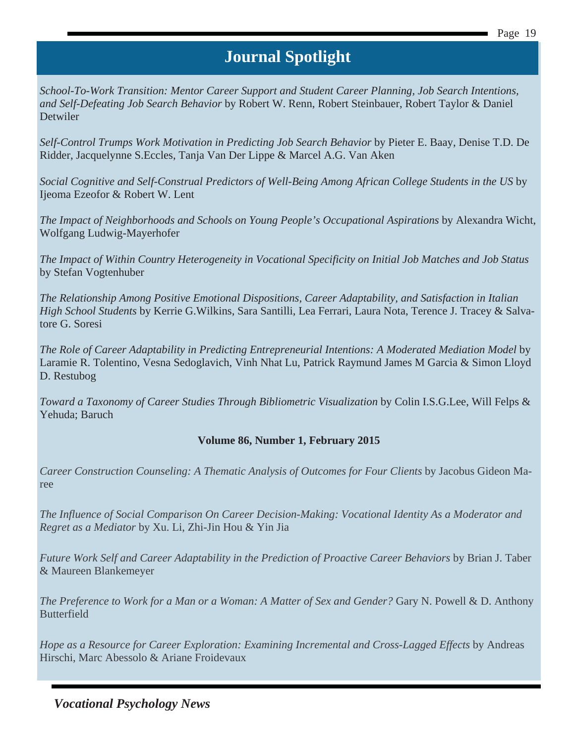## Journal Spotlight

*School-To-Work Transition: Mentor Career Support and Student Career Planning, Job Search Intentions, and Self-Defeating Job Search Behavior* by Robert W. Renn, Robert Steinbauer, Robert Taylor & Daniel Detwiler

*Self-Control Trumps Work Motivation in Predicting Job Search Behavior* by Pieter E. Baay, Denise T.D. De Ridder, Jacquelynne S.Eccles, Tanja Van Der Lippe & Marcel A.G. Van Aken

*Social Cognitive and Self-Construal Predictors of Well-Being Among African College Students in the US* by Ijeoma Ezeofor & Robert W. Lent

*The Impact of Neighborhoods and Schools on Young People's Occupational Aspirations* by Alexandra Wicht, Wolfgang Ludwig-Mayerhofer

*The Impact of Within Country Heterogeneity in Vocational Specificity on Initial Job Matches and Job Status* by Stefan Vogtenhuber

*The Relationship Among Positive Emotional Dispositions, Career Adaptability, and Satisfaction in Italian High School Students* by Kerrie G.Wilkins, Sara Santilli, Lea Ferrari, Laura Nota, Terence J. Tracey & Salvatore G. Soresi

*The Role of Career Adaptability in Predicting Entrepreneurial Intentions: A Moderated Mediation Model* by Laramie R. Tolentino, Vesna Sedoglavich, Vinh Nhat Lu, Patrick Raymund James M Garcia & Simon Lloyd D. Restubog

*Toward a Taxonomy of Career Studies Through Bibliometric Visualization* by Colin I.S.G.Lee, Will Felps & Yehuda; Baruch

**Volume 86, Number 1, February 2015**

*Career Construction Counseling: A Thematic Analysis of Outcomes for Four Clients* by Jacobus Gideon Maree

*The Influence of Social Comparison On Career Decision-Making: Vocational Identity As a Moderator and Regret as a Mediator* by Xu. Li, Zhi-Jin Hou & Yin Jia

*Future Work Self and Career Adaptability in the Prediction of Proactive Career Behaviors* by Brian J. Taber & Maureen Blankemeyer

*The Preference to Work for a Man or a Woman: A Matter of Sex and Gender?* Gary N. Powell & D. Anthony Butterfield

*Hope as a Resource for Career Exploration: Examining Incremental and Cross-Lagged Effects* by Andreas Hirschi, Marc Abessolo & Ariane Froidevaux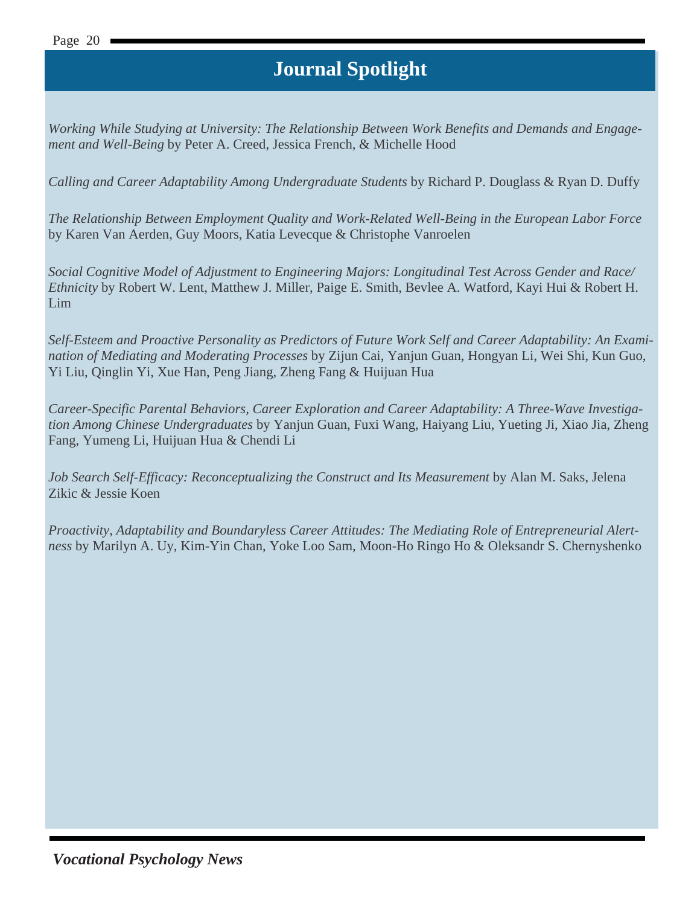# Journal Spotlight

*Working While Studying at University: The Relationship Between Work Benefits and Demands and Engagement and Well-Being* by Peter A. Creed, Jessica French, & Michelle Hood

*Calling and Career Adaptability Among Undergraduate Students* by Richard P. Douglass & Ryan D. Duffy

*The Relationship Between Employment Quality and Work-Related Well-Being in the European Labor Force* by Karen Van Aerden, Guy Moors, Katia Levecque & Christophe Vanroelen

*Social Cognitive Model of Adjustment to Engineering Majors: Longitudinal Test Across Gender and Race/Ethnicity* by Robert W. Lent, Matthew J. Miller, Paige E. Smith, Bevlee A. Watford, Kayi Hui & Robert H. Lim

*Self-Esteem and Proactive Personality as Predictors of Future Work Self and Career Adaptability: An Examination of Mediating and Moderating Processes* by Zijun Cai, Yanjun Guan, Hongyan Li, Wei Shi, Kun Guo, Yi Liu, Qinglin Yi, Xue Han, Peng Jiang, Zheng Fang & Huijuan Hua

*Career-Specific Parental Behaviors, Career Exploration and Career Adaptability: A Three-Wave Investigation Among Chinese Undergraduates* by Yanjun Guan, Fuxi Wang, Haiyang Liu, Yueting Ji, Xiao Jia, Zheng Fang, Yumeng Li, Huijuan Hua & Chendi Li

*Job Search Self-Efficacy: Reconceptualizing the Construct and Its Measurement* by Alan M. Saks, Jelena Zikic & Jessie Koen

*Proactivity, Adaptability and Boundaryless Career Attitudes: The Mediating Role of Entrepreneurial Alertness* by Marilyn A. Uy, Kim-Yin Chan, Yoke Loo Sam, Moon-Ho Ringo Ho & Oleksandr S. Chernyshenko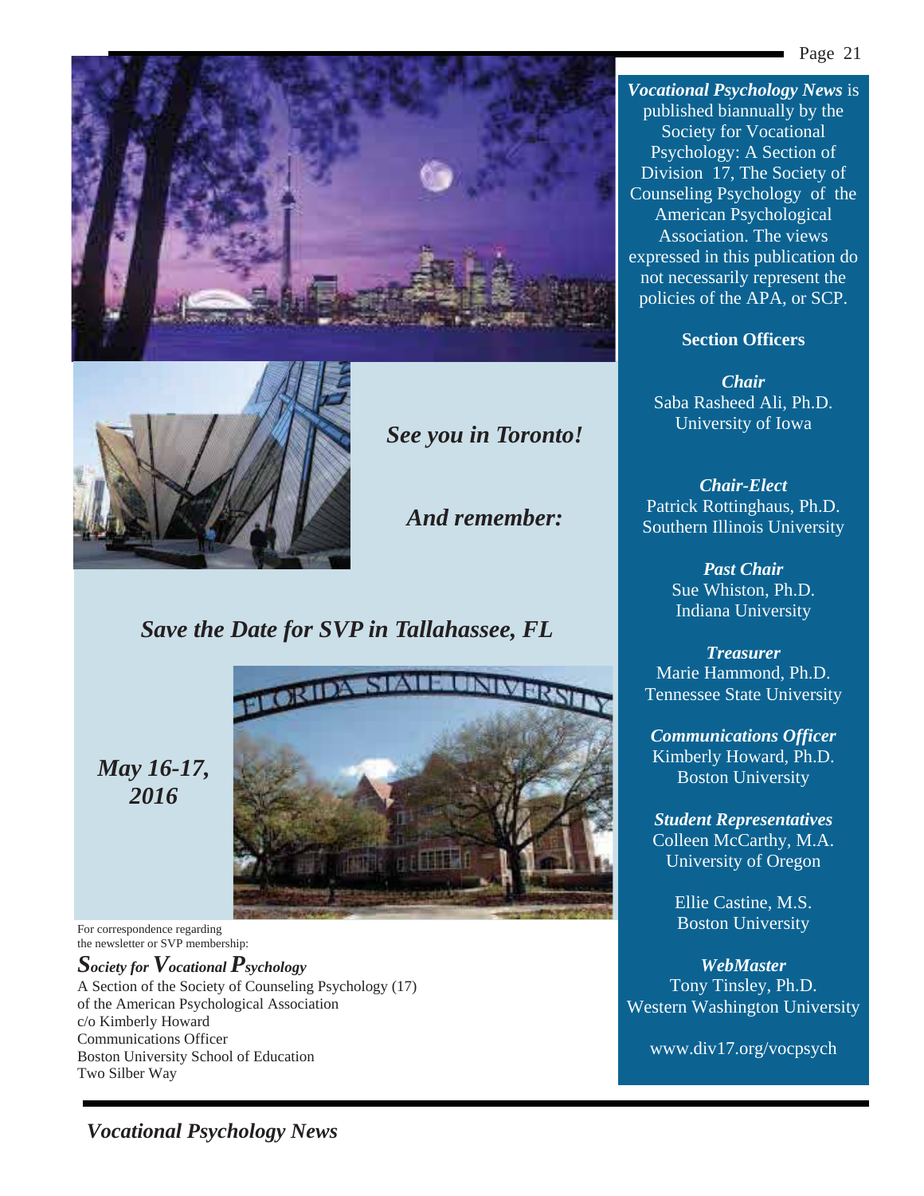*See you in Toronto!*

*And remember:*

## *Save the Date for SVP in Tallahassee, FL*

*May 16-17, 2016*

For correspondence regarding the newsletter or SVP membership:

***Society for Vocational Psychology***
A Section of the Society of Counseling Psychology (17)
of the American Psychological Association
c/o Kimberly Howard
Communications Officer
Boston University School of Education
Two Silber Way

***Vocational Psychology News*** is published biannually by the Society for Vocational Psychology: A Section of Division 17, The Society of Counseling Psychology of the American Psychological Association. The views expressed in this publication do not necessarily represent the policies of the APA, or SCP.

**Section Officers**

***Chair***
Saba Rasheed Ali, Ph.D.
University of Iowa

***Chair-Elect***
Patrick Rottinghaus, Ph.D.
Southern Illinois University

***Past Chair***
Sue Whiston, Ph.D.
Indiana University

***Treasurer***
Marie Hammond, Ph.D.
Tennessee State University

***Communications Officer***
Kimberly Howard, Ph.D.
Boston University

***Student Representatives***
Colleen McCarthy, M.A.
University of Oregon

Ellie Castine, M.S.
Boston University

***WebMaster***
Tony Tinsley, Ph.D.
Western Washington University

www.div17.org/vocpsych